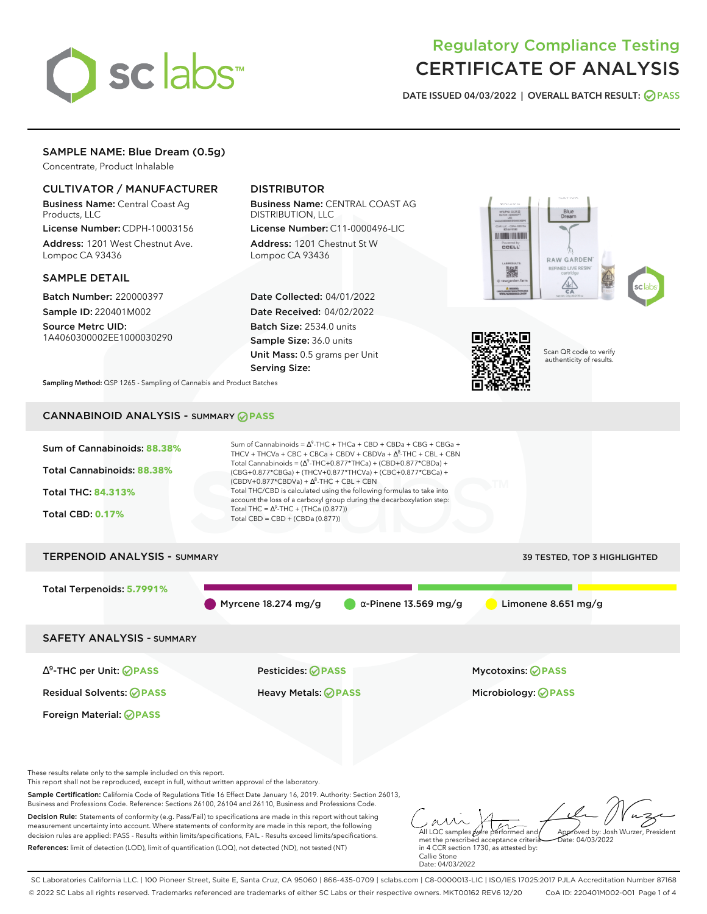# Regulatory Compliance Testing
# CERTIFICATE OF ANALYSIS

**DATE ISSUED 04/03/2022 | OVERALL BATCH RESULT: PASS**

## SAMPLE NAME: Blue Dream (0.5g)

Concentrate, Product Inhalable

### CULTIVATOR / MANUFACTURER

**Business Name:** Central Coast Ag Products, LLC

**License Number:** CDPH-10003156

**Address:** 1201 West Chestnut Ave. Lompoc CA 93436

### DISTRIBUTOR

**Business Name:** CENTRAL COAST AG DISTRIBUTION, LLC

**License Number:** C11-0000496-LIC

**Address:** 1201 Chestnut St W Lompoc CA 93436

### SAMPLE DETAIL

**Batch Number:** 220000397

**Sample ID:** 220401M002

**Source Metrc UID:** 1A4060300002EE1000030290

**Date Collected:** 04/01/2022

**Date Received:** 04/02/2022

**Batch Size:** 2534.0 units

**Sample Size:** 36.0 units

**Unit Mass:** 0.5 grams per Unit

**Serving Size:**

Scan QR code to verify authenticity of results.

**Sampling Method:** QSP 1265 - Sampling of Cannabis and Product Batches

## CANNABINOID ANALYSIS - SUMMARY PASS

Sum of Cannabinoids: **88.38%**

Total Cannabinoids: **88.38%**

Total THC: **84.313%**

Total CBD: **0.17%**

Sum of Cannabinoids = $\Delta^9$-THC + THCa + CBD + CBDa + CBG + CBGa + THCV + THCVa + CBC + CBCa + CBDV + CBDVa + $\Delta^8$-THC + CBL + CBN

Total Cannabinoids = ($\Delta^9$-THC+0.877*THCa) + (CBD+0.877*CBDa) + (CBG+0.877*CBGa) + (THCV+0.877*THCVa) + (CBC+0.877*CBCa) + (CBDV+0.877*CBDVa) + $\Delta^8$-THC + CBL + CBN

Total THC/CBD is calculated using the following formulas to take into account the loss of a carboxyl group during the decarboxylation step:

Total THC = $\Delta^9$-THC + (THCa (0.877))

Total CBD = CBD + (CBDa (0.877))

## TERPENOID ANALYSIS - SUMMARY

39 TESTED, TOP 3 HIGHLIGHTED

Total Terpenoids: **5.7991%**

- Myrcene 18.274 mg/g
- α-Pinene 13.569 mg/g
- Limonene 8.651 mg/g

## SAFETY ANALYSIS - SUMMARY

| | | |
|---|---|---|
| $\Delta^9$-THC per Unit: PASS | Pesticides: PASS | Mycotoxins: PASS |
| Residual Solvents: PASS | Heavy Metals: PASS | Microbiology: PASS |
| Foreign Material: PASS | | |

These results relate only to the sample included on this report.

This report shall not be reproduced, except in full, without written approval of the laboratory.

**Sample Certification:** California Code of Regulations Title 16 Effect Date January 16, 2019. Authority: Section 26013, Business and Professions Code. Reference: Sections 26100, 26104 and 26110, Business and Professions Code.

**Decision Rule:** Statements of conformity (e.g. Pass/Fail) to specifications are made in this report without taking measurement uncertainty into account. Where statements of conformity are made in this report, the following decision rules are applied: PASS - Results within limits/specifications, FAIL - Results exceed limits/specifications.

**References:** limit of detection (LOD), limit of quantification (LOQ), not detected (ND), not tested (NT)

All LQC samples were performed and met the prescribed acceptance criteria in 4 CCR section 1730, as attested by: Callie Stone
Date: 04/03/2022

Approved by: Josh Wurzer, President
Date: 04/03/2022

SC Laboratories California LLC. | 100 Pioneer Street, Suite E, Santa Cruz, CA 95060 | 866-435-0709 | sclabs.com | C8-0000013-LIC | ISO/IES 17025:2017 PJLA Accreditation Number 87168

© 2022 SC Labs all rights reserved. Trademarks referenced are trademarks of either SC Labs or their respective owners. MKT00162 REV6 12/20 CoA ID: 220401M002-001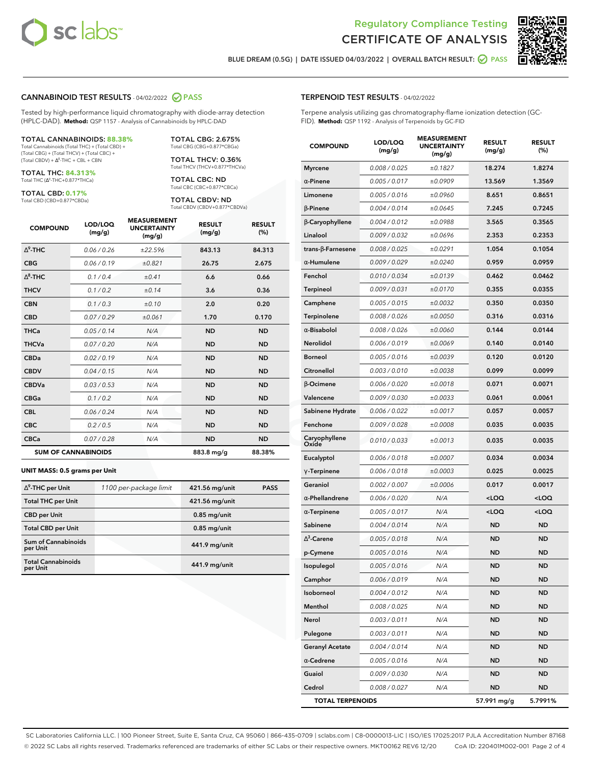Regulatory Compliance Testing
# CERTIFICATE OF ANALYSIS

BLUE DREAM (0.5G) | DATE ISSUED 04/03/2022 | OVERALL BATCH RESULT: PASS

## CANNABINOID TEST RESULTS - 04/02/2022 PASS

Tested by high-performance liquid chromatography with diode-array detection (HPLC-DAD). **Method:** QSP 1157 - Analysis of Cannabinoids by HPLC-DAD

**TOTAL CANNABINOIDS: 88.38%**
Total Cannabinoids (Total THC) + (Total CBD) + (Total CBG) + (Total THCV) + (Total CBC) + (Total CBDV) + Δ⁸-THC + CBL + CBN

**TOTAL THC: 84.313%**
Total THC (Δ⁹-THC+0.877*THCa)

**TOTAL CBD: 0.17%**
Total CBD (CBD+0.877*CBDa)

**TOTAL CBG: 2.675%**
Total CBG (CBG+0.877*CBGa)

**TOTAL THCV: 0.36%**
Total THCV (THCV+0.877*THCVa)

**TOTAL CBC: ND**
Total CBC (CBC+0.877*CBCa)

**TOTAL CBDV: ND**
Total CBDV (CBDV+0.877*CBDVa)

| COMPOUND | LOD/LOQ (mg/g) | MEASUREMENT UNCERTAINTY (mg/g) | RESULT (mg/g) | RESULT (%) |
|---|---|---|---|---|
| Δ⁹-THC | 0.06 / 0.26 | ±22.596 | 843.13 | 84.313 |
| CBG | 0.06 / 0.19 | ±0.821 | 26.75 | 2.675 |
| Δ⁸-THC | 0.1 / 0.4 | ±0.41 | 6.6 | 0.66 |
| THCV | 0.1 / 0.2 | ±0.14 | 3.6 | 0.36 |
| CBN | 0.1 / 0.3 | ±0.10 | 2.0 | 0.20 |
| CBD | 0.07 / 0.29 | ±0.061 | 1.70 | 0.170 |
| THCa | 0.05 / 0.14 | N/A | ND | ND |
| THCVa | 0.07 / 0.20 | N/A | ND | ND |
| CBDa | 0.02 / 0.19 | N/A | ND | ND |
| CBDV | 0.04 / 0.15 | N/A | ND | ND |
| CBDVa | 0.03 / 0.53 | N/A | ND | ND |
| CBGa | 0.1 / 0.2 | N/A | ND | ND |
| CBL | 0.06 / 0.24 | N/A | ND | ND |
| CBC | 0.2 / 0.5 | N/A | ND | ND |
| CBCa | 0.07 / 0.28 | N/A | ND | ND |
| **SUM OF CANNABINOIDS** | | | 883.8 mg/g | 88.38% |

**UNIT MASS: 0.5 grams per Unit**

| | | | |
|---|---|---|---|
| Δ⁹-THC per Unit | 1100 per-package limit | 421.56 mg/unit | PASS |
| Total THC per Unit | | 421.56 mg/unit | |
| CBD per Unit | | 0.85 mg/unit | |
| Total CBD per Unit | | 0.85 mg/unit | |
| Sum of Cannabinoids per Unit | | 441.9 mg/unit | |
| Total Cannabinoids per Unit | | 441.9 mg/unit | |

## TERPENOID TEST RESULTS - 04/02/2022

Terpene analysis utilizing gas chromatography-flame ionization detection (GC-FID). **Method:** QSP 1192 - Analysis of Terpenoids by GC-FID

| COMPOUND | LOD/LOQ (mg/g) | MEASUREMENT UNCERTAINTY (mg/g) | RESULT (mg/g) | RESULT (%) |
|---|---|---|---|---|
| Myrcene | 0.008 / 0.025 | ±0.1827 | 18.274 | 1.8274 |
| α-Pinene | 0.005 / 0.017 | ±0.0909 | 13.569 | 1.3569 |
| Limonene | 0.005 / 0.016 | ±0.0960 | 8.651 | 0.8651 |
| β-Pinene | 0.004 / 0.014 | ±0.0645 | 7.245 | 0.7245 |
| β-Caryophyllene | 0.004 / 0.012 | ±0.0988 | 3.565 | 0.3565 |
| Linalool | 0.009 / 0.032 | ±0.0696 | 2.353 | 0.2353 |
| trans-β-Farnesene | 0.008 / 0.025 | ±0.0291 | 1.054 | 0.1054 |
| α-Humulene | 0.009 / 0.029 | ±0.0240 | 0.959 | 0.0959 |
| Fenchol | 0.010 / 0.034 | ±0.0139 | 0.462 | 0.0462 |
| Terpineol | 0.009 / 0.031 | ±0.0170 | 0.355 | 0.0355 |
| Camphene | 0.005 / 0.015 | ±0.0032 | 0.350 | 0.0350 |
| Terpinolene | 0.008 / 0.026 | ±0.0050 | 0.316 | 0.0316 |
| α-Bisabolol | 0.008 / 0.026 | ±0.0060 | 0.144 | 0.0144 |
| Nerolidol | 0.006 / 0.019 | ±0.0069 | 0.140 | 0.0140 |
| Borneol | 0.005 / 0.016 | ±0.0039 | 0.120 | 0.0120 |
| Citronellol | 0.003 / 0.010 | ±0.0038 | 0.099 | 0.0099 |
| β-Ocimene | 0.006 / 0.020 | ±0.0018 | 0.071 | 0.0071 |
| Valencene | 0.009 / 0.030 | ±0.0033 | 0.061 | 0.0061 |
| Sabinene Hydrate | 0.006 / 0.022 | ±0.0017 | 0.057 | 0.0057 |
| Fenchone | 0.009 / 0.028 | ±0.0008 | 0.035 | 0.0035 |
| Caryophyllene Oxide | 0.010 / 0.033 | ±0.0013 | 0.035 | 0.0035 |
| Eucalyptol | 0.006 / 0.018 | ±0.0007 | 0.034 | 0.0034 |
| γ-Terpinene | 0.006 / 0.018 | ±0.0003 | 0.025 | 0.0025 |
| Geraniol | 0.002 / 0.007 | ±0.0006 | 0.017 | 0.0017 |
| α-Phellandrene | 0.006 / 0.020 | N/A | <LOQ | <LOQ |
| α-Terpinene | 0.005 / 0.017 | N/A | <LOQ | <LOQ |
| Sabinene | 0.004 / 0.014 | N/A | ND | ND |
| Δ³-Carene | 0.005 / 0.018 | N/A | ND | ND |
| p-Cymene | 0.005 / 0.016 | N/A | ND | ND |
| Isopulegol | 0.005 / 0.016 | N/A | ND | ND |
| Camphor | 0.006 / 0.019 | N/A | ND | ND |
| Isoborneol | 0.004 / 0.012 | N/A | ND | ND |
| Menthol | 0.008 / 0.025 | N/A | ND | ND |
| Nerol | 0.003 / 0.011 | N/A | ND | ND |
| Pulegone | 0.003 / 0.011 | N/A | ND | ND |
| Geranyl Acetate | 0.004 / 0.014 | N/A | ND | ND |
| α-Cedrene | 0.005 / 0.016 | N/A | ND | ND |
| Guaiol | 0.009 / 0.030 | N/A | ND | ND |
| Cedrol | 0.008 / 0.027 | N/A | ND | ND |
| **TOTAL TERPENOIDS** | | | 57.991 mg/g | 5.7991% |

SC Laboratories California LLC. | 100 Pioneer Street, Suite E, Santa Cruz, CA 95060 | 866-435-0709 | sclabs.com | C8-0000013-LIC | ISO/IES 17025:2017 PJLA Accreditation Number 87168
© 2022 SC Labs all rights reserved. Trademarks referenced are trademarks of either SC Labs or their respective owners. MKT00162 REV6 12/20 CoA ID: 220401M002-001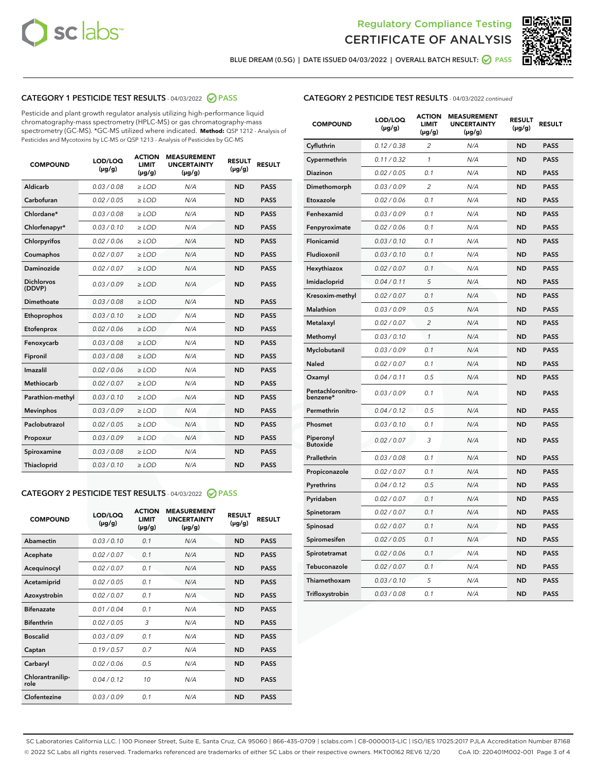Regulatory Compliance Testing
# CERTIFICATE OF ANALYSIS

BLUE DREAM (0.5G) | DATE ISSUED 04/03/2022 | OVERALL BATCH RESULT: PASS

## CATEGORY 1 PESTICIDE TEST RESULTS - 04/03/2022 PASS

Pesticide and plant growth regulator analysis utilizing high-performance liquid chromatography-mass spectrometry (HPLC-MS) or gas chromatography-mass spectrometry (GC-MS). *GC-MS utilized where indicated. **Method:** QSP 1212 - Analysis of Pesticides and Mycotoxins by LC-MS or QSP 1213 - Analysis of Pesticides by GC-MS

| COMPOUND | LOD/LOQ (µg/g) | ACTION LIMIT (µg/g) | MEASUREMENT UNCERTAINTY (µg/g) | RESULT (µg/g) | RESULT |
|---|---|---|---|---|---|
| Aldicarb | 0.03 / 0.08 | ≥ LOD | N/A | ND | PASS |
| Carbofuran | 0.02 / 0.05 | ≥ LOD | N/A | ND | PASS |
| Chlordane* | 0.03 / 0.08 | ≥ LOD | N/A | ND | PASS |
| Chlorfenapyr* | 0.03 / 0.10 | ≥ LOD | N/A | ND | PASS |
| Chlorpyrifos | 0.02 / 0.06 | ≥ LOD | N/A | ND | PASS |
| Coumaphos | 0.02 / 0.07 | ≥ LOD | N/A | ND | PASS |
| Daminozide | 0.02 / 0.07 | ≥ LOD | N/A | ND | PASS |
| Dichlorvos (DDVP) | 0.03 / 0.09 | ≥ LOD | N/A | ND | PASS |
| Dimethoate | 0.03 / 0.08 | ≥ LOD | N/A | ND | PASS |
| Ethoprophos | 0.03 / 0.10 | ≥ LOD | N/A | ND | PASS |
| Etofenprox | 0.02 / 0.06 | ≥ LOD | N/A | ND | PASS |
| Fenoxycarb | 0.03 / 0.08 | ≥ LOD | N/A | ND | PASS |
| Fipronil | 0.03 / 0.08 | ≥ LOD | N/A | ND | PASS |
| Imazalil | 0.02 / 0.06 | ≥ LOD | N/A | ND | PASS |
| Methiocarb | 0.02 / 0.07 | ≥ LOD | N/A | ND | PASS |
| Parathion-methyl | 0.03 / 0.10 | ≥ LOD | N/A | ND | PASS |
| Mevinphos | 0.03 / 0.09 | ≥ LOD | N/A | ND | PASS |
| Paclobutrazol | 0.02 / 0.05 | ≥ LOD | N/A | ND | PASS |
| Propoxur | 0.03 / 0.09 | ≥ LOD | N/A | ND | PASS |
| Spiroxamine | 0.03 / 0.08 | ≥ LOD | N/A | ND | PASS |
| Thiacloprid | 0.03 / 0.10 | ≥ LOD | N/A | ND | PASS |

## CATEGORY 2 PESTICIDE TEST RESULTS - 04/03/2022 PASS

| COMPOUND | LOD/LOQ (µg/g) | ACTION LIMIT (µg/g) | MEASUREMENT UNCERTAINTY (µg/g) | RESULT (µg/g) | RESULT |
|---|---|---|---|---|---|
| Abamectin | 0.03 / 0.10 | 0.1 | N/A | ND | PASS |
| Acephate | 0.02 / 0.07 | 0.1 | N/A | ND | PASS |
| Acequinocyl | 0.02 / 0.07 | 0.1 | N/A | ND | PASS |
| Acetamiprid | 0.02 / 0.05 | 0.1 | N/A | ND | PASS |
| Azoxystrobin | 0.02 / 0.07 | 0.1 | N/A | ND | PASS |
| Bifenazate | 0.01 / 0.04 | 0.1 | N/A | ND | PASS |
| Bifenthrin | 0.02 / 0.05 | 3 | N/A | ND | PASS |
| Boscalid | 0.03 / 0.09 | 0.1 | N/A | ND | PASS |
| Captan | 0.19 / 0.57 | 0.7 | N/A | ND | PASS |
| Carbaryl | 0.02 / 0.06 | 0.5 | N/A | ND | PASS |
| Chlorantraniliprole | 0.04 / 0.12 | 10 | N/A | ND | PASS |
| Clofentezine | 0.03 / 0.09 | 0.1 | N/A | ND | PASS |
| Cyfluthrin | 0.12 / 0.38 | 2 | N/A | ND | PASS |
| Cypermethrin | 0.11 / 0.32 | 1 | N/A | ND | PASS |
| Diazinon | 0.02 / 0.05 | 0.1 | N/A | ND | PASS |
| Dimethomorph | 0.03 / 0.09 | 2 | N/A | ND | PASS |
| Etoxazole | 0.02 / 0.06 | 0.1 | N/A | ND | PASS |
| Fenhexamid | 0.03 / 0.09 | 0.1 | N/A | ND | PASS |
| Fenpyroximate | 0.02 / 0.06 | 0.1 | N/A | ND | PASS |
| Flonicamid | 0.03 / 0.10 | 0.1 | N/A | ND | PASS |
| Fludioxonil | 0.03 / 0.10 | 0.1 | N/A | ND | PASS |
| Hexythiazox | 0.02 / 0.07 | 0.1 | N/A | ND | PASS |
| Imidacloprid | 0.04 / 0.11 | 5 | N/A | ND | PASS |
| Kresoxim-methyl | 0.02 / 0.07 | 0.1 | N/A | ND | PASS |
| Malathion | 0.03 / 0.09 | 0.5 | N/A | ND | PASS |
| Metalaxyl | 0.02 / 0.07 | 2 | N/A | ND | PASS |
| Methomyl | 0.03 / 0.10 | 1 | N/A | ND | PASS |
| Myclobutanil | 0.03 / 0.09 | 0.1 | N/A | ND | PASS |
| Naled | 0.02 / 0.07 | 0.1 | N/A | ND | PASS |
| Oxamyl | 0.04 / 0.11 | 0.5 | N/A | ND | PASS |
| Pentachloronitrobenzene* | 0.03 / 0.09 | 0.1 | N/A | ND | PASS |
| Permethrin | 0.04 / 0.12 | 0.5 | N/A | ND | PASS |
| Phosmet | 0.03 / 0.10 | 0.1 | N/A | ND | PASS |
| Piperonyl Butoxide | 0.02 / 0.07 | 3 | N/A | ND | PASS |
| Prallethrin | 0.03 / 0.08 | 0.1 | N/A | ND | PASS |
| Propiconazole | 0.02 / 0.07 | 0.1 | N/A | ND | PASS |
| Pyrethrins | 0.04 / 0.12 | 0.5 | N/A | ND | PASS |
| Pyridaben | 0.02 / 0.07 | 0.1 | N/A | ND | PASS |
| Spinetoram | 0.02 / 0.07 | 0.1 | N/A | ND | PASS |
| Spinosad | 0.02 / 0.07 | 0.1 | N/A | ND | PASS |
| Spiromesifen | 0.02 / 0.05 | 0.1 | N/A | ND | PASS |
| Spirotetramat | 0.02 / 0.06 | 0.1 | N/A | ND | PASS |
| Tebuconazole | 0.02 / 0.07 | 0.1 | N/A | ND | PASS |
| Thiamethoxam | 0.03 / 0.10 | 5 | N/A | ND | PASS |
| Trifloxystrobin | 0.03 / 0.08 | 0.1 | N/A | ND | PASS |

SC Laboratories California LLC. | 100 Pioneer Street, Suite E, Santa Cruz, CA 95060 | 866-435-0709 | sclabs.com | C8-0000013-LIC | ISO/IES 17025:2017 PJLA Accreditation Number 87168
© 2022 SC Labs all rights reserved. Trademarks referenced are trademarks of either SC Labs or their respective owners. MKT00162 REV6 12/20 CoA ID: 220401M002-001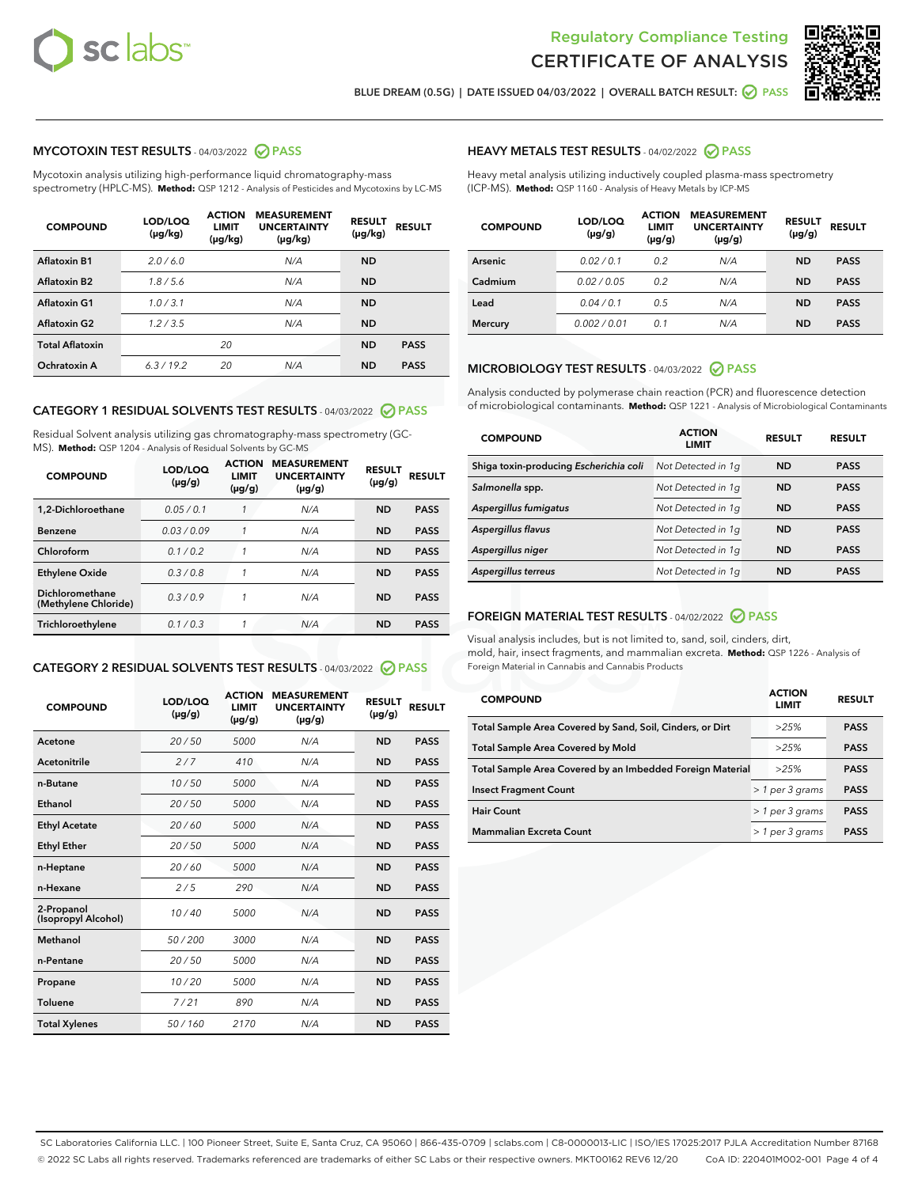Regulatory Compliance Testing

# CERTIFICATE OF ANALYSIS

BLUE DREAM (0.5G) | DATE ISSUED 04/03/2022 | OVERALL BATCH RESULT: PASS

## MYCOTOXIN TEST RESULTS - 04/03/2022 PASS

Mycotoxin analysis utilizing high-performance liquid chromatography-mass spectrometry (HPLC-MS). **Method:** QSP 1212 - Analysis of Pesticides and Mycotoxins by LC-MS

| COMPOUND | LOD/LOQ (µg/kg) | ACTION LIMIT (µg/kg) | MEASUREMENT UNCERTAINTY (µg/kg) | RESULT (µg/kg) | RESULT |
|---|---|---|---|---|---|
| Aflatoxin B1 | 2.0 / 6.0 | | N/A | ND | |
| Aflatoxin B2 | 1.8 / 5.6 | | N/A | ND | |
| Aflatoxin G1 | 1.0 / 3.1 | | N/A | ND | |
| Aflatoxin G2 | 1.2 / 3.5 | | N/A | ND | |
| Total Aflatoxin | | 20 | | ND | PASS |
| Ochratoxin A | 6.3 / 19.2 | 20 | N/A | ND | PASS |

## CATEGORY 1 RESIDUAL SOLVENTS TEST RESULTS - 04/03/2022 PASS

Residual Solvent analysis utilizing gas chromatography-mass spectrometry (GC-MS). **Method:** QSP 1204 - Analysis of Residual Solvents by GC-MS

| COMPOUND | LOD/LOQ (µg/g) | ACTION LIMIT (µg/g) | MEASUREMENT UNCERTAINTY (µg/g) | RESULT (µg/g) | RESULT |
|---|---|---|---|---|---|
| 1,2-Dichloroethane | 0.05 / 0.1 | 1 | N/A | ND | PASS |
| Benzene | 0.03 / 0.09 | 1 | N/A | ND | PASS |
| Chloroform | 0.1 / 0.2 | 1 | N/A | ND | PASS |
| Ethylene Oxide | 0.3 / 0.8 | 1 | N/A | ND | PASS |
| Dichloromethane (Methylene Chloride) | 0.3 / 0.9 | 1 | N/A | ND | PASS |
| Trichloroethylene | 0.1 / 0.3 | 1 | N/A | ND | PASS |

## CATEGORY 2 RESIDUAL SOLVENTS TEST RESULTS - 04/03/2022 PASS

| COMPOUND | LOD/LOQ (µg/g) | ACTION LIMIT (µg/g) | MEASUREMENT UNCERTAINTY (µg/g) | RESULT (µg/g) | RESULT |
|---|---|---|---|---|---|
| Acetone | 20 / 50 | 5000 | N/A | ND | PASS |
| Acetonitrile | 2 / 7 | 410 | N/A | ND | PASS |
| n-Butane | 10 / 50 | 5000 | N/A | ND | PASS |
| Ethanol | 20 / 50 | 5000 | N/A | ND | PASS |
| Ethyl Acetate | 20 / 60 | 5000 | N/A | ND | PASS |
| Ethyl Ether | 20 / 50 | 5000 | N/A | ND | PASS |
| n-Heptane | 20 / 60 | 5000 | N/A | ND | PASS |
| n-Hexane | 2 / 5 | 290 | N/A | ND | PASS |
| 2-Propanol (Isopropyl Alcohol) | 10 / 40 | 5000 | N/A | ND | PASS |
| Methanol | 50 / 200 | 3000 | N/A | ND | PASS |
| n-Pentane | 20 / 50 | 5000 | N/A | ND | PASS |
| Propane | 10 / 20 | 5000 | N/A | ND | PASS |
| Toluene | 7 / 21 | 890 | N/A | ND | PASS |
| Total Xylenes | 50 / 160 | 2170 | N/A | ND | PASS |

## HEAVY METALS TEST RESULTS - 04/02/2022 PASS

Heavy metal analysis utilizing inductively coupled plasma-mass spectrometry (ICP-MS). **Method:** QSP 1160 - Analysis of Heavy Metals by ICP-MS

| COMPOUND | LOD/LOQ (µg/g) | ACTION LIMIT (µg/g) | MEASUREMENT UNCERTAINTY (µg/g) | RESULT (µg/g) | RESULT |
|---|---|---|---|---|---|
| Arsenic | 0.02 / 0.1 | 0.2 | N/A | ND | PASS |
| Cadmium | 0.02 / 0.05 | 0.2 | N/A | ND | PASS |
| Lead | 0.04 / 0.1 | 0.5 | N/A | ND | PASS |
| Mercury | 0.002 / 0.01 | 0.1 | N/A | ND | PASS |

## MICROBIOLOGY TEST RESULTS - 04/03/2022 PASS

Analysis conducted by polymerase chain reaction (PCR) and fluorescence detection of microbiological contaminants. **Method:** QSP 1221 - Analysis of Microbiological Contaminants

| COMPOUND | ACTION LIMIT | RESULT | RESULT |
|---|---|---|---|
| Shiga toxin-producing *Escherichia coli* | Not Detected in 1g | ND | PASS |
| *Salmonella* spp. | Not Detected in 1g | ND | PASS |
| *Aspergillus fumigatus* | Not Detected in 1g | ND | PASS |
| *Aspergillus flavus* | Not Detected in 1g | ND | PASS |
| *Aspergillus niger* | Not Detected in 1g | ND | PASS |
| *Aspergillus terreus* | Not Detected in 1g | ND | PASS |

## FOREIGN MATERIAL TEST RESULTS - 04/02/2022 PASS

Visual analysis includes, but is not limited to, sand, soil, cinders, dirt, mold, hair, insect fragments, and mammalian excreta. **Method:** QSP 1226 - Analysis of Foreign Material in Cannabis and Cannabis Products

| COMPOUND | ACTION LIMIT | RESULT |
|---|---|---|
| Total Sample Area Covered by Sand, Soil, Cinders, or Dirt | >25% | PASS |
| Total Sample Area Covered by Mold | >25% | PASS |
| Total Sample Area Covered by an Imbedded Foreign Material | >25% | PASS |
| Insect Fragment Count | > 1 per 3 grams | PASS |
| Hair Count | > 1 per 3 grams | PASS |
| Mammalian Excreta Count | > 1 per 3 grams | PASS |

SC Laboratories California LLC. | 100 Pioneer Street, Suite E, Santa Cruz, CA 95060 | 866-435-0709 | sclabs.com | C8-0000013-LIC | ISO/IES 17025:2017 PJLA Accreditation Number 87168
© 2022 SC Labs all rights reserved. Trademarks referenced are trademarks of either SC Labs or their respective owners. MKT00162 REV6 12/20 CoA ID: 220401M002-001